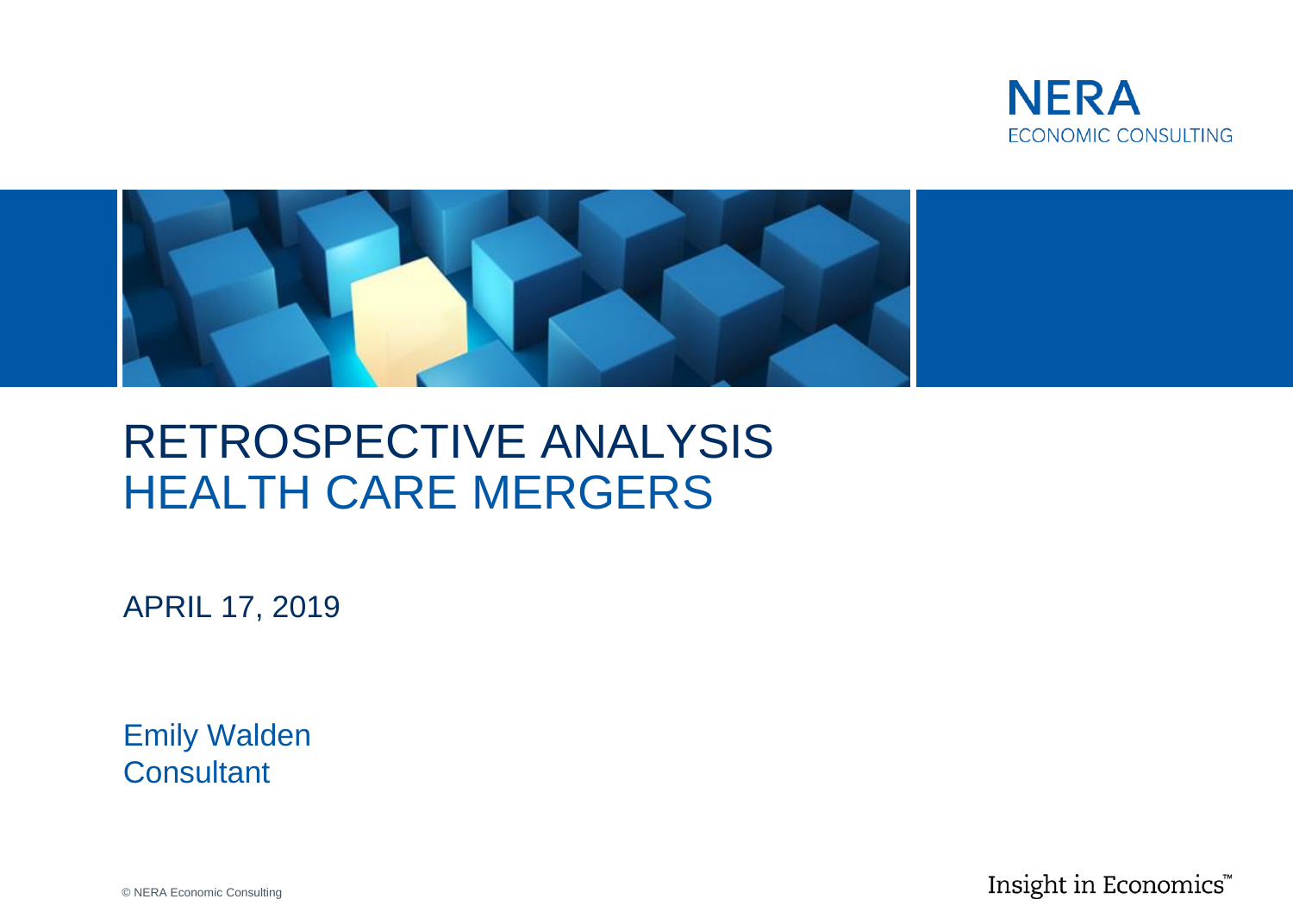NERA
ECONOMIC CONSULTING

# RETROSPECTIVE ANALYSIS
# HEALTH CARE MERGERS

APRIL 17, 2019

Emily Walden
Consultant

© NERA Economic Consulting

Insight in Economics™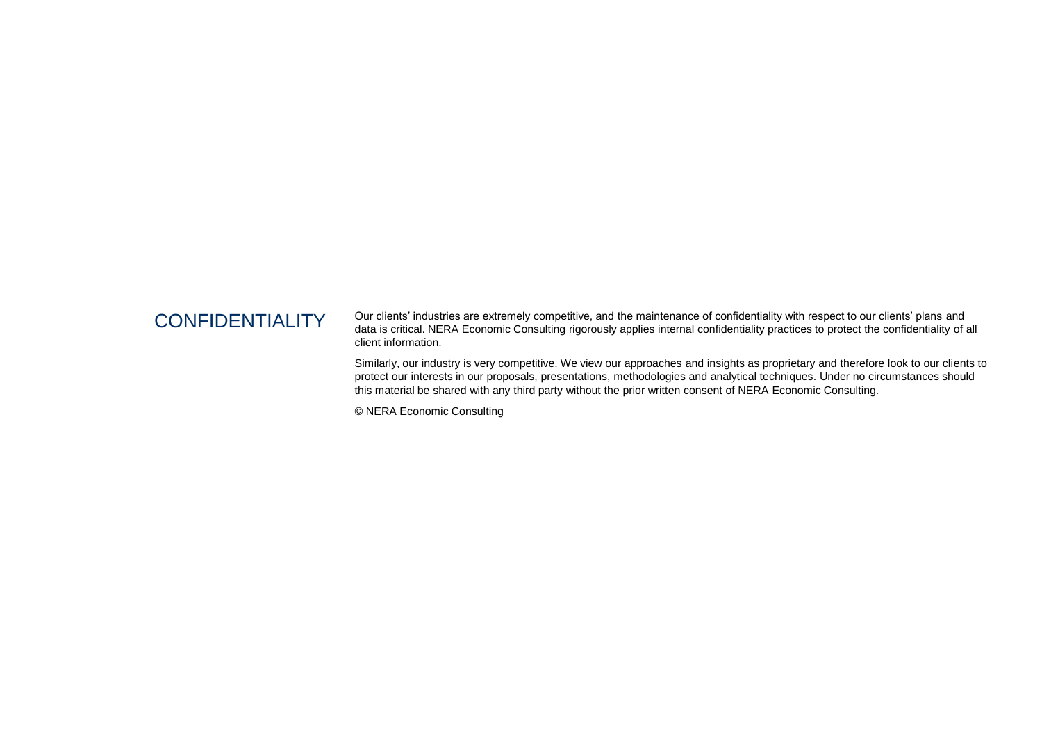## CONFIDENTIALITY

Our clients' industries are extremely competitive, and the maintenance of confidentiality with respect to our clients' plans and data is critical. NERA Economic Consulting rigorously applies internal confidentiality practices to protect the confidentiality of all client information.

Similarly, our industry is very competitive. We view our approaches and insights as proprietary and therefore look to our clients to protect our interests in our proposals, presentations, methodologies and analytical techniques. Under no circumstances should this material be shared with any third party without the prior written consent of NERA Economic Consulting.

© NERA Economic Consulting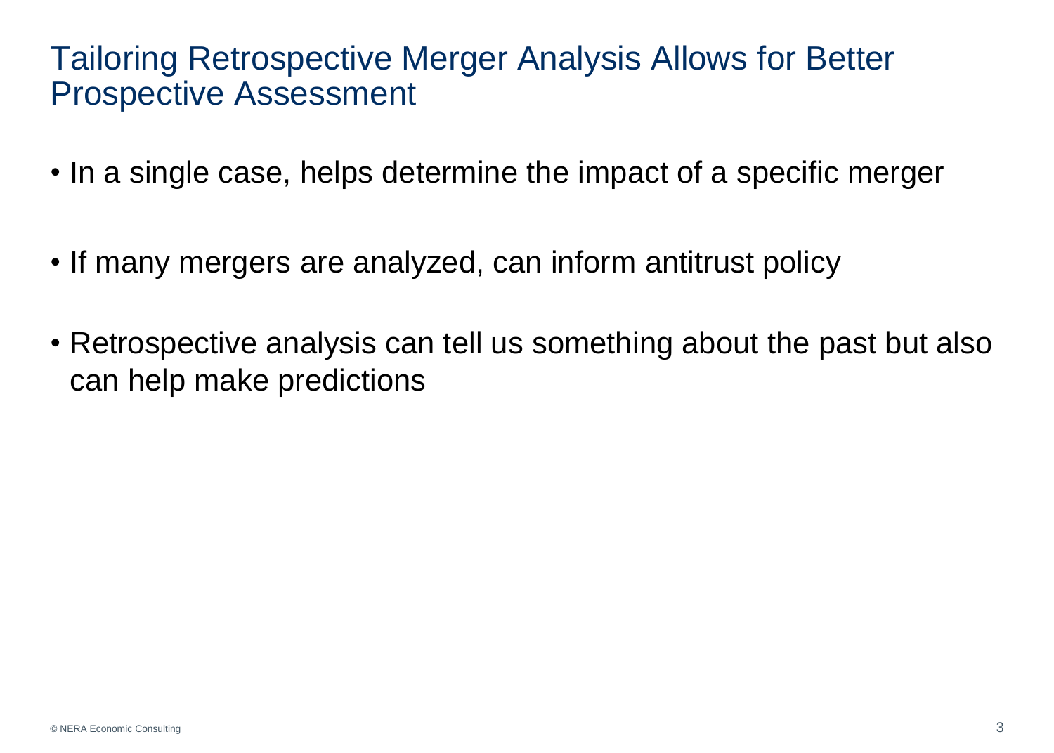# Tailoring Retrospective Merger Analysis Allows for Better Prospective Assessment

- In a single case, helps determine the impact of a specific merger
- If many mergers are analyzed, can inform antitrust policy
- Retrospective analysis can tell us something about the past but also can help make predictions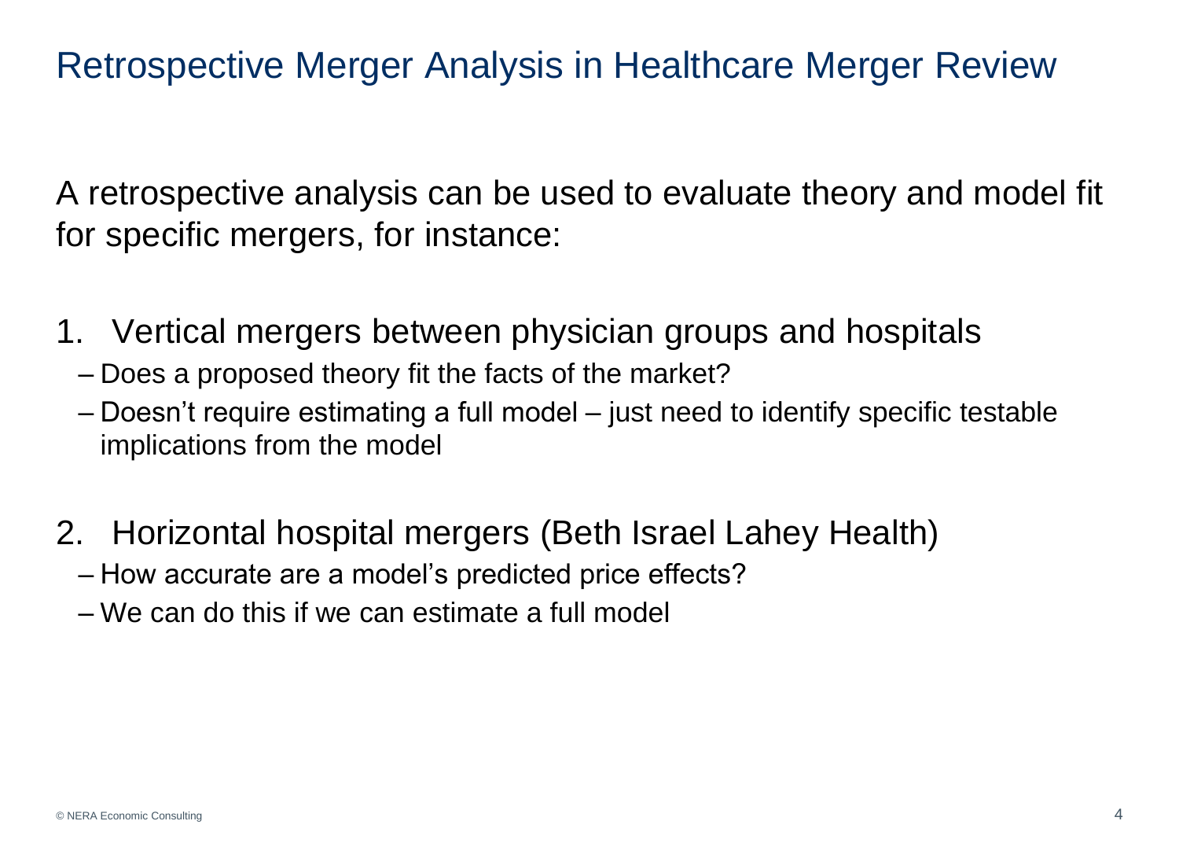# Retrospective Merger Analysis in Healthcare Merger Review

A retrospective analysis can be used to evaluate theory and model fit for specific mergers, for instance:

1. Vertical mergers between physician groups and hospitals
   - Does a proposed theory fit the facts of the market?
   - Doesn't require estimating a full model – just need to identify specific testable implications from the model

2. Horizontal hospital mergers (Beth Israel Lahey Health)
   - How accurate are a model's predicted price effects?
   - We can do this if we can estimate a full model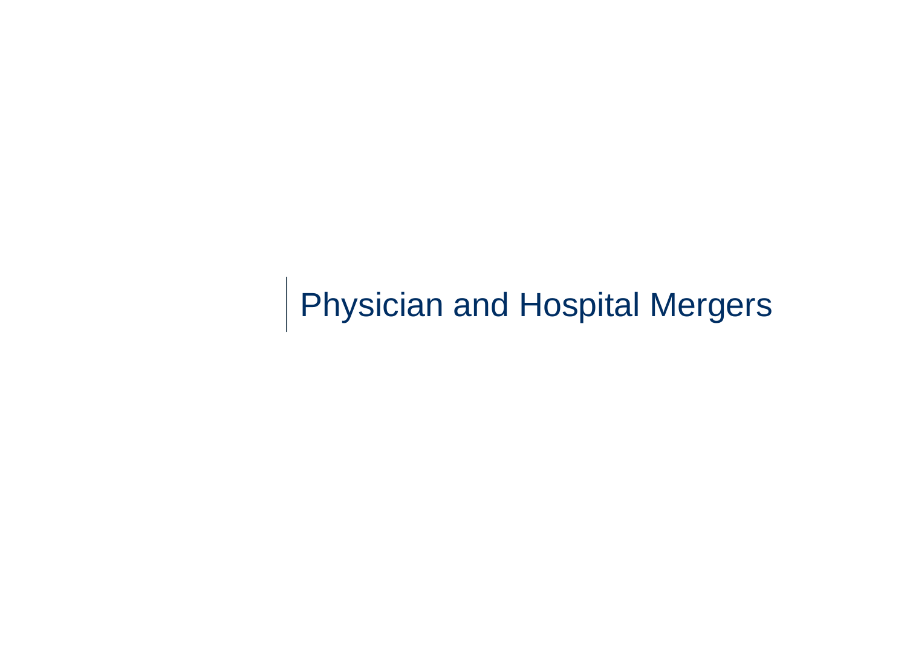# Physician and Hospital Mergers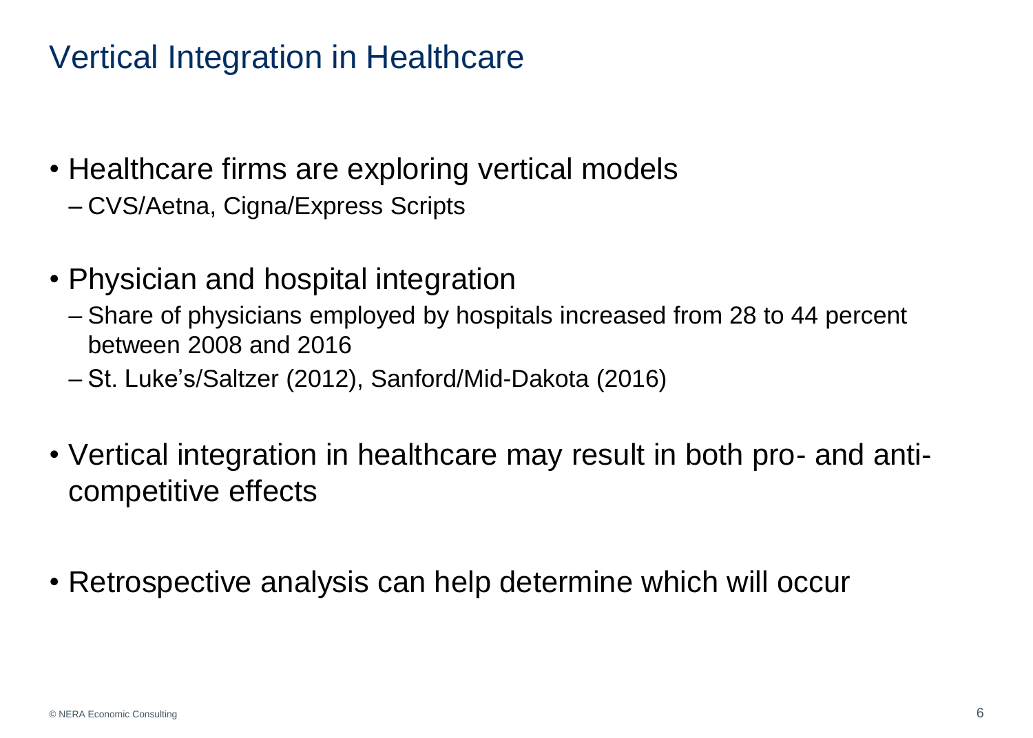# Vertical Integration in Healthcare

- Healthcare firms are exploring vertical models
  - CVS/Aetna, Cigna/Express Scripts
- Physician and hospital integration
  - Share of physicians employed by hospitals increased from 28 to 44 percent between 2008 and 2016
  - St. Luke's/Saltzer (2012), Sanford/Mid-Dakota (2016)
- Vertical integration in healthcare may result in both pro- and anti-competitive effects
- Retrospective analysis can help determine which will occur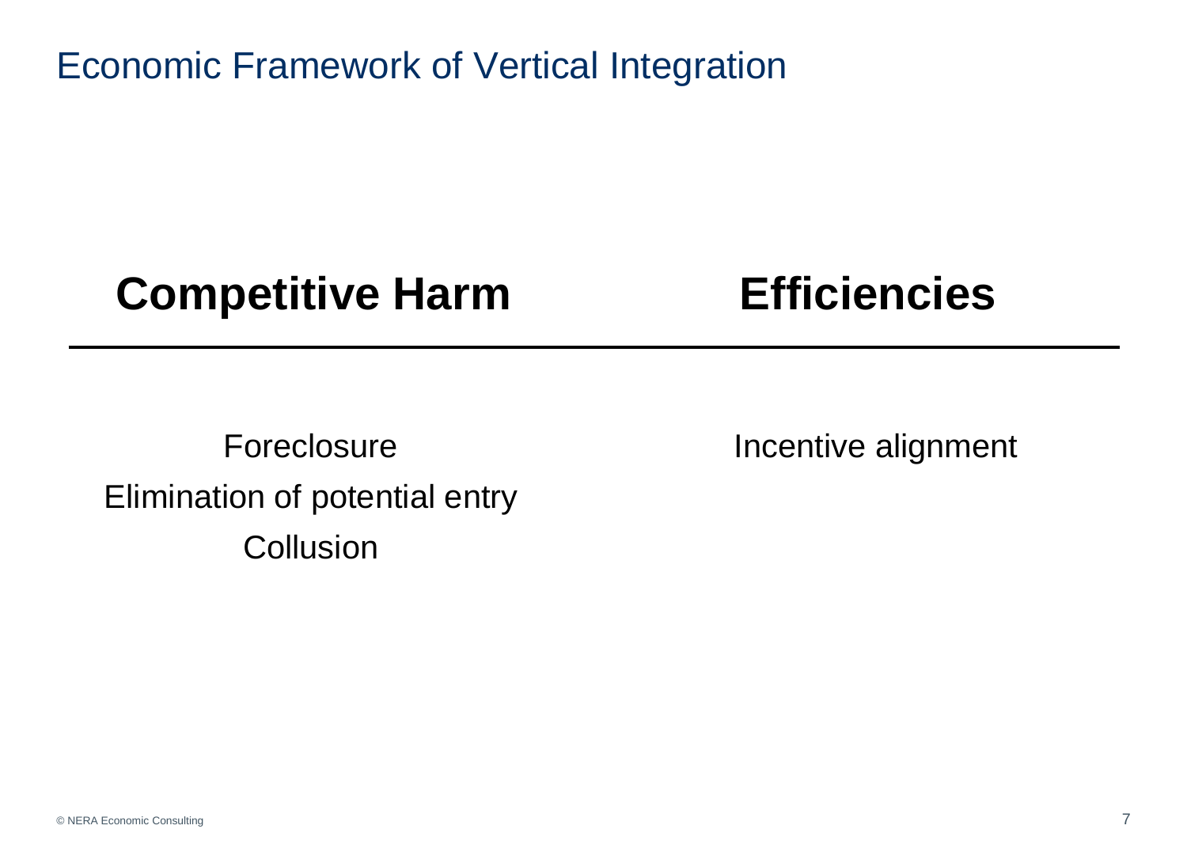# Economic Framework of Vertical Integration

| Competitive Harm | Efficiencies |
| --- | --- |
| Foreclosure | Incentive alignment |
| Elimination of potential entry | |
| Collusion | |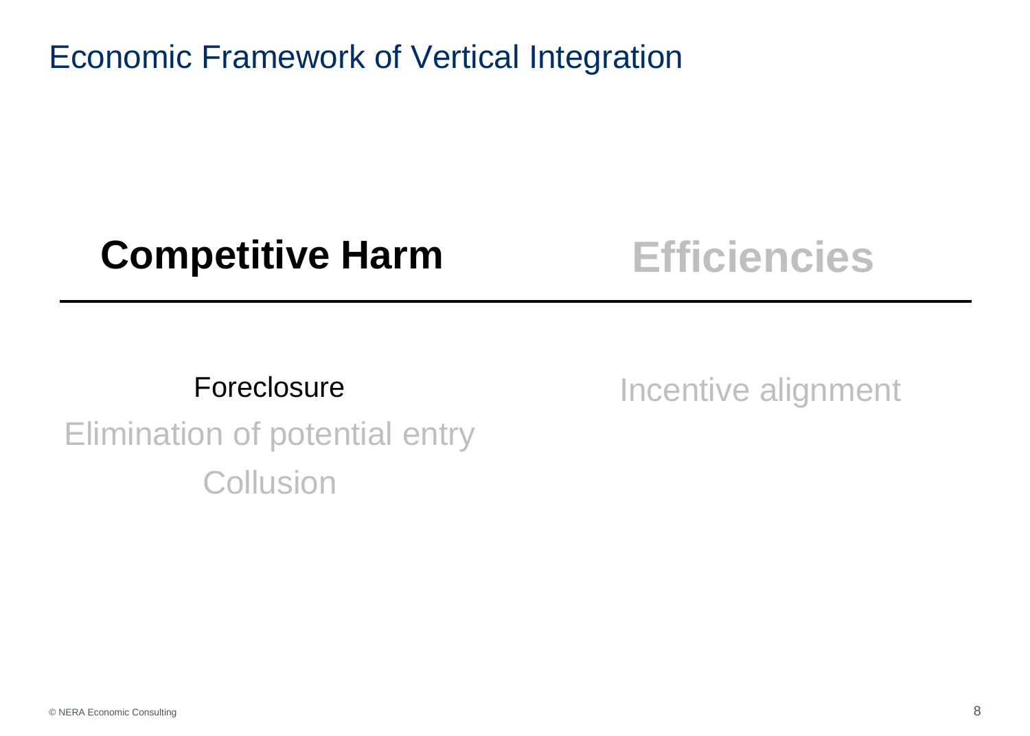# Economic Framework of Vertical Integration

| **Competitive Harm** | **Efficiencies** |
| --- | --- |
| Foreclosure | Incentive alignment |
| Elimination of potential entry | |
| Collusion | |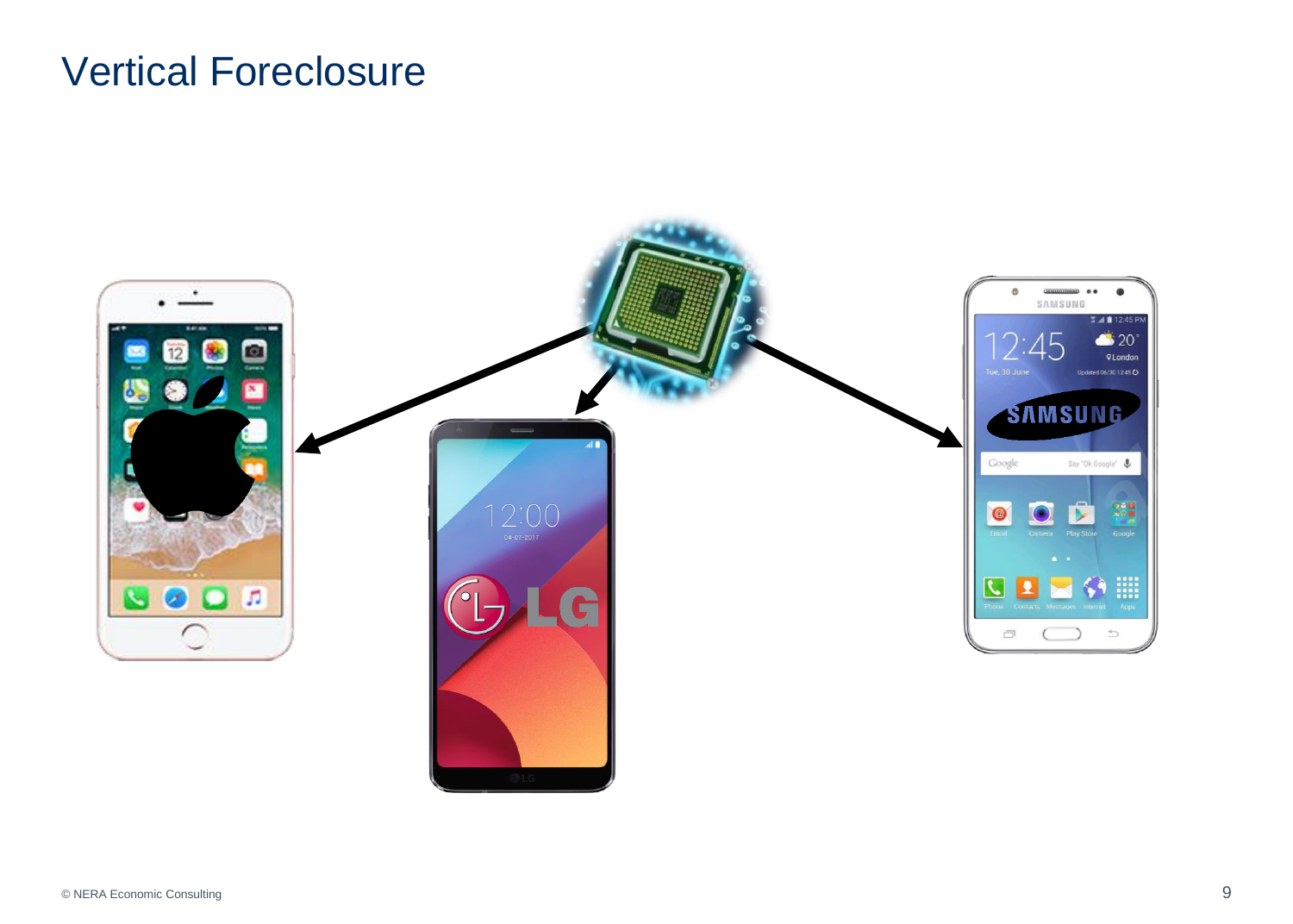# Vertical Foreclosure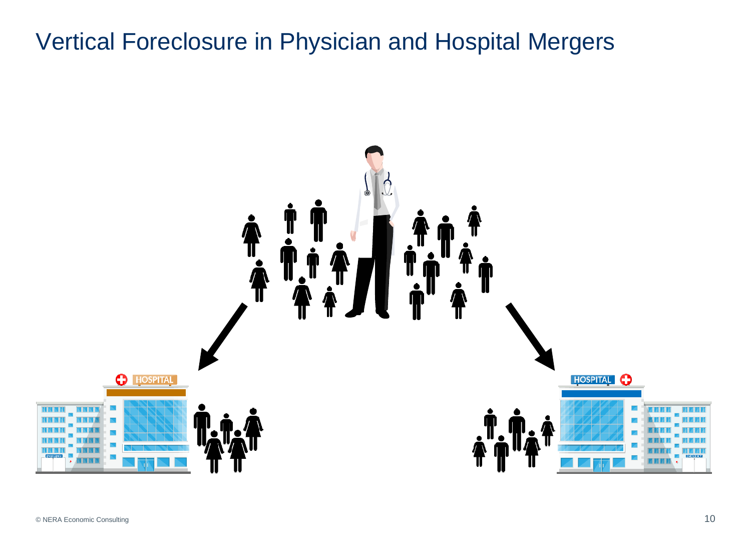# Vertical Foreclosure in Physician and Hospital Mergers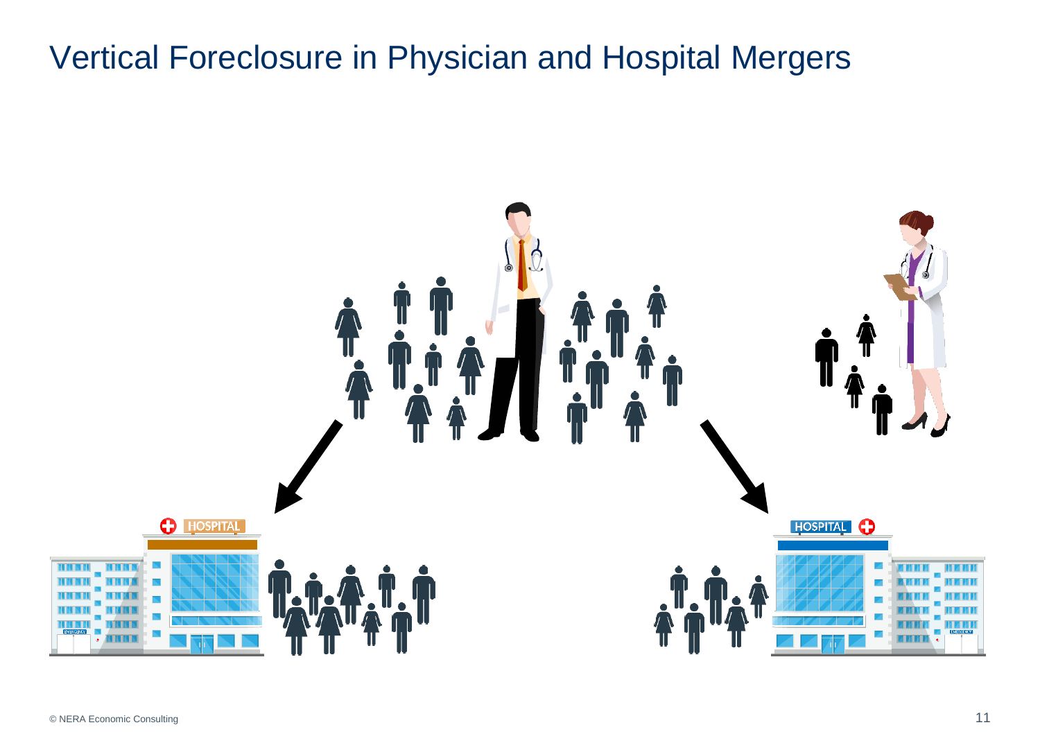# Vertical Foreclosure in Physician and Hospital Mergers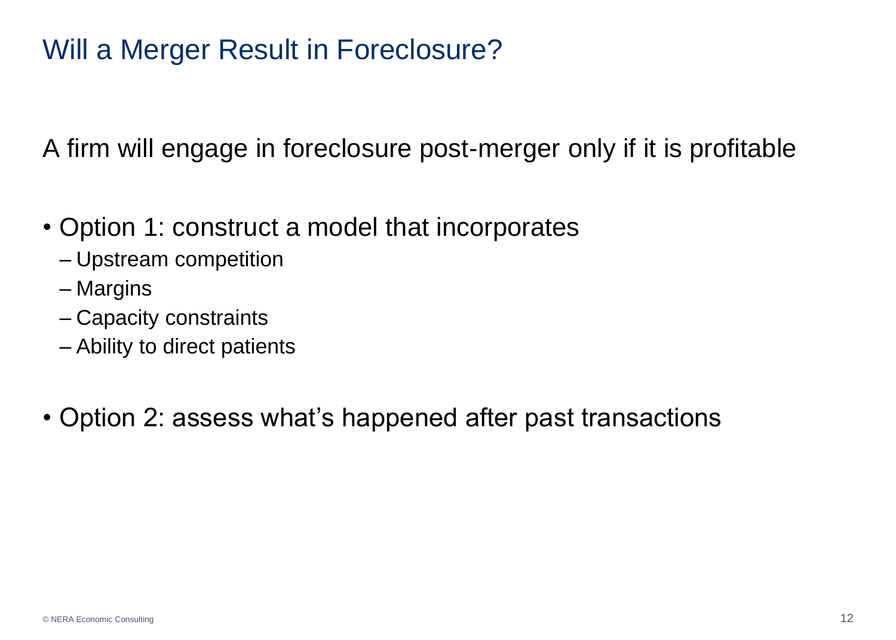# Will a Merger Result in Foreclosure?

A firm will engage in foreclosure post-merger only if it is profitable

- Option 1: construct a model that incorporates
  - Upstream competition
  - Margins
  - Capacity constraints
  - Ability to direct patients
- Option 2: assess what's happened after past transactions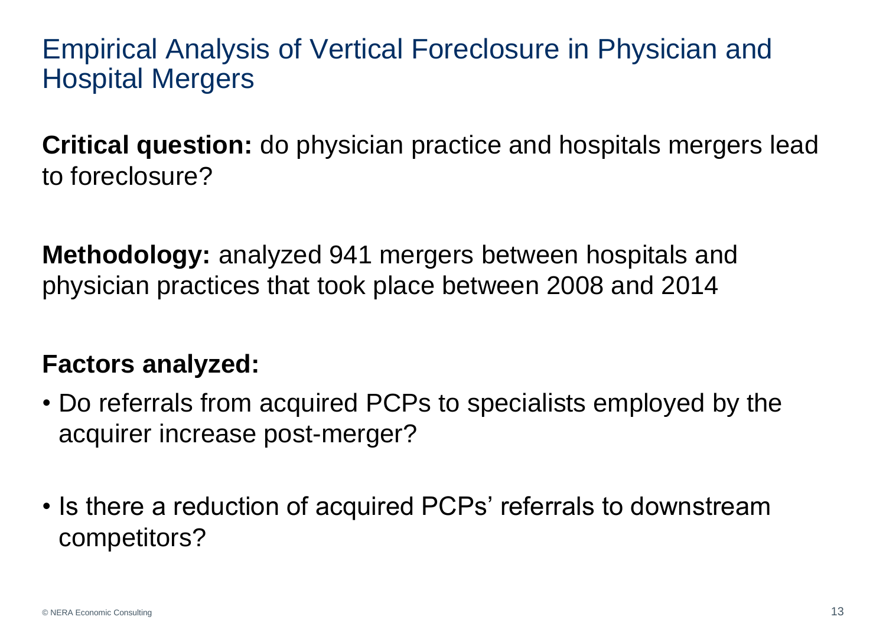# Empirical Analysis of Vertical Foreclosure in Physician and Hospital Mergers

**Critical question:** do physician practice and hospitals mergers lead to foreclosure?

**Methodology:** analyzed 941 mergers between hospitals and physician practices that took place between 2008 and 2014

**Factors analyzed:**

- Do referrals from acquired PCPs to specialists employed by the acquirer increase post-merger?
- Is there a reduction of acquired PCPs' referrals to downstream competitors?

© NERA Economic Consulting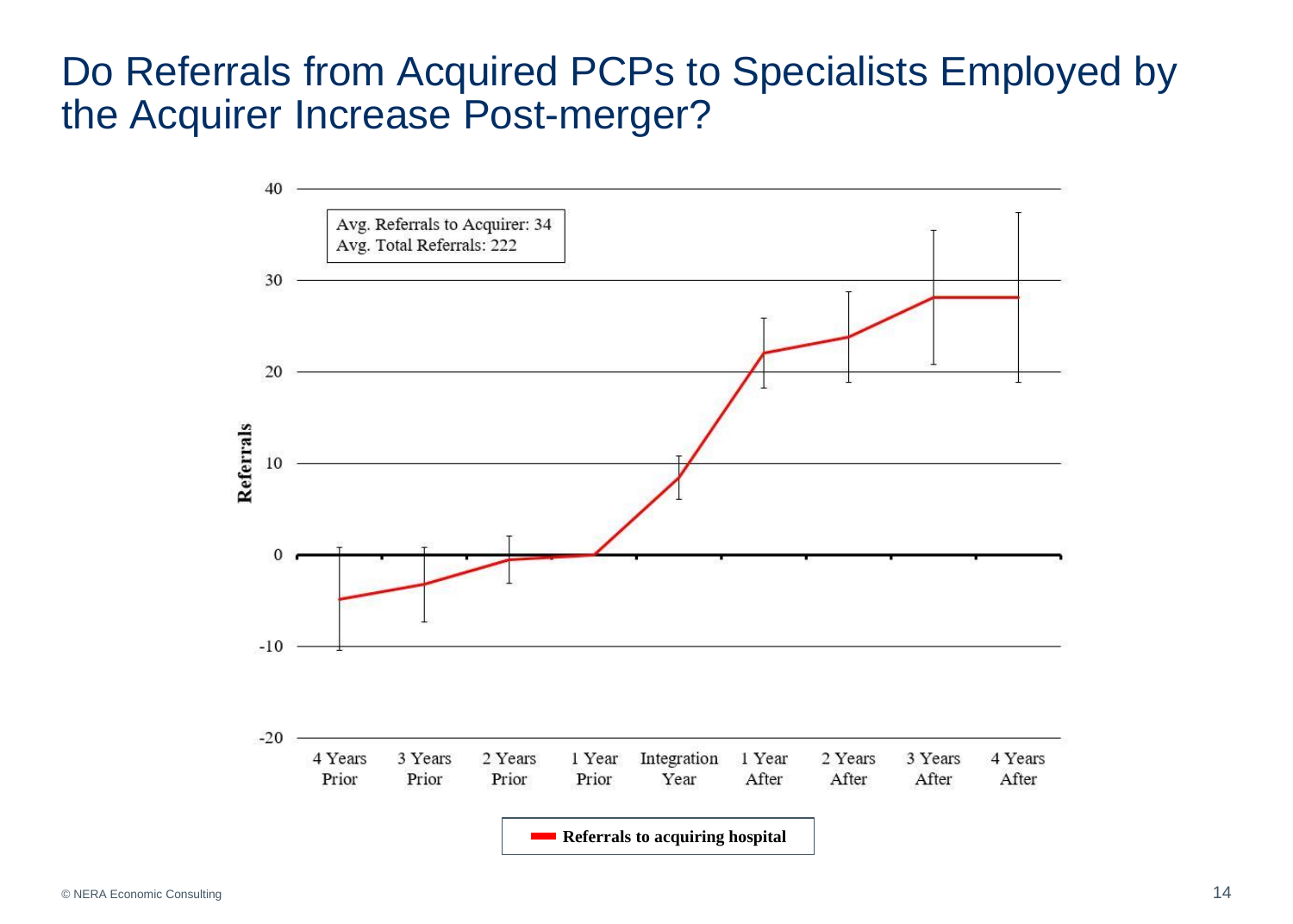# Do Referrals from Acquired PCPs to Specialists Employed by the Acquirer Increase Post-merger?

Avg. Referrals to Acquirer: 34
Avg. Total Referrals: 222

Referrals

40
30
20
10
0
-10
-20

4 Years Prior | 3 Years Prior | 2 Years Prior | 1 Year Prior | Integration Year | 1 Year After | 2 Years After | 3 Years After | 4 Years After

**Referrals to acquiring hospital**

© NERA Economic Consulting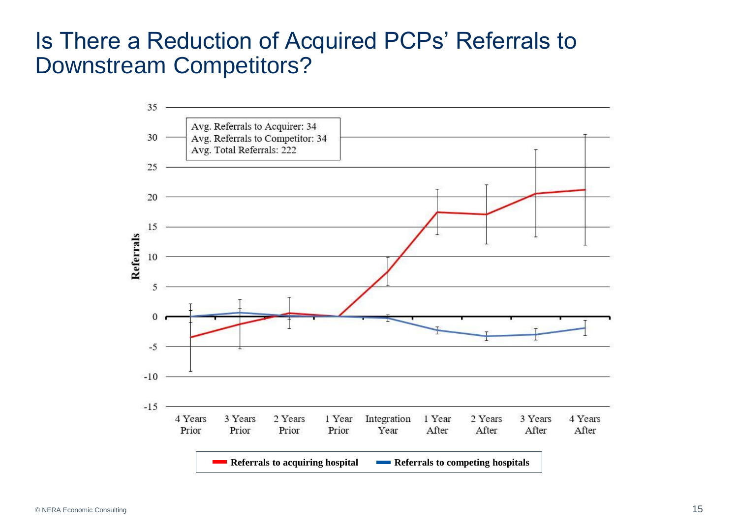# Is There a Reduction of Acquired PCPs' Referrals to Downstream Competitors?

Avg. Referrals to Acquirer: 34
Avg. Referrals to Competitor: 34
Avg. Total Referrals: 222

**Referrals to acquiring hospital** **Referrals to competing hospitals**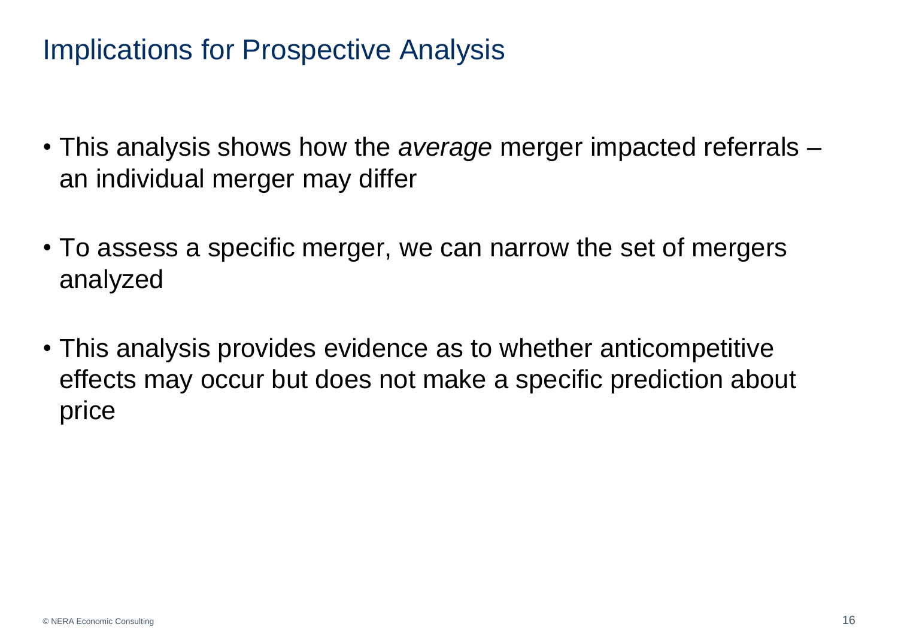# Implications for Prospective Analysis

- This analysis shows how the *average* merger impacted referrals – an individual merger may differ
- To assess a specific merger, we can narrow the set of mergers analyzed
- This analysis provides evidence as to whether anticompetitive effects may occur but does not make a specific prediction about price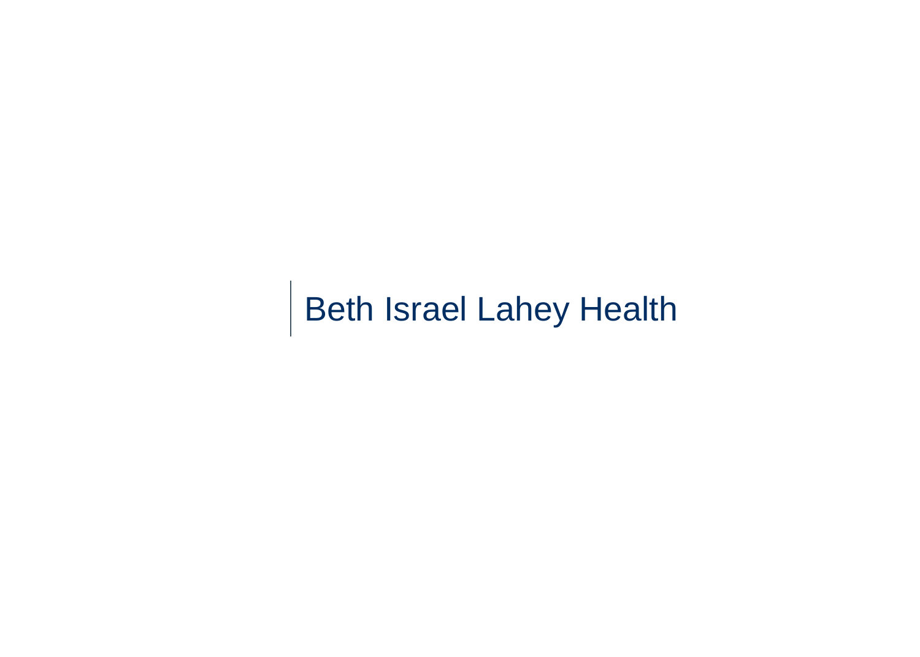Beth Israel Lahey Health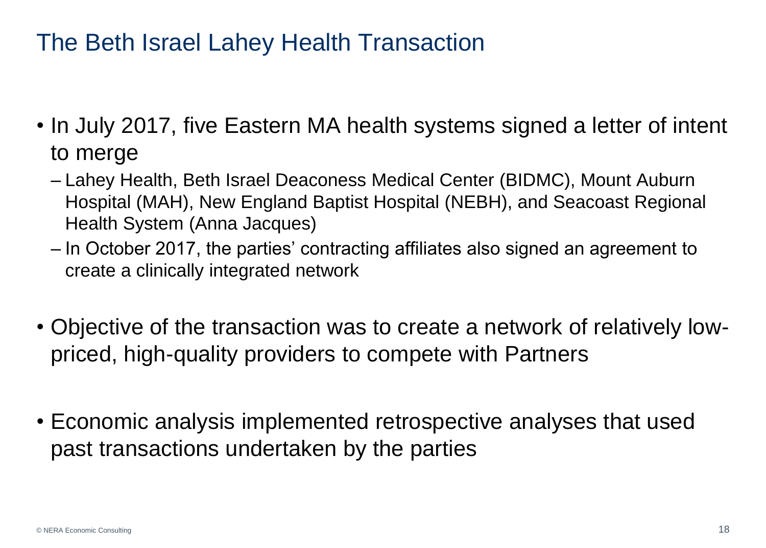# The Beth Israel Lahey Health Transaction

- In July 2017, five Eastern MA health systems signed a letter of intent to merge
  - Lahey Health, Beth Israel Deaconess Medical Center (BIDMC), Mount Auburn Hospital (MAH), New England Baptist Hospital (NEBH), and Seacoast Regional Health System (Anna Jacques)
  - In October 2017, the parties' contracting affiliates also signed an agreement to create a clinically integrated network
- Objective of the transaction was to create a network of relatively low-priced, high-quality providers to compete with Partners
- Economic analysis implemented retrospective analyses that used past transactions undertaken by the parties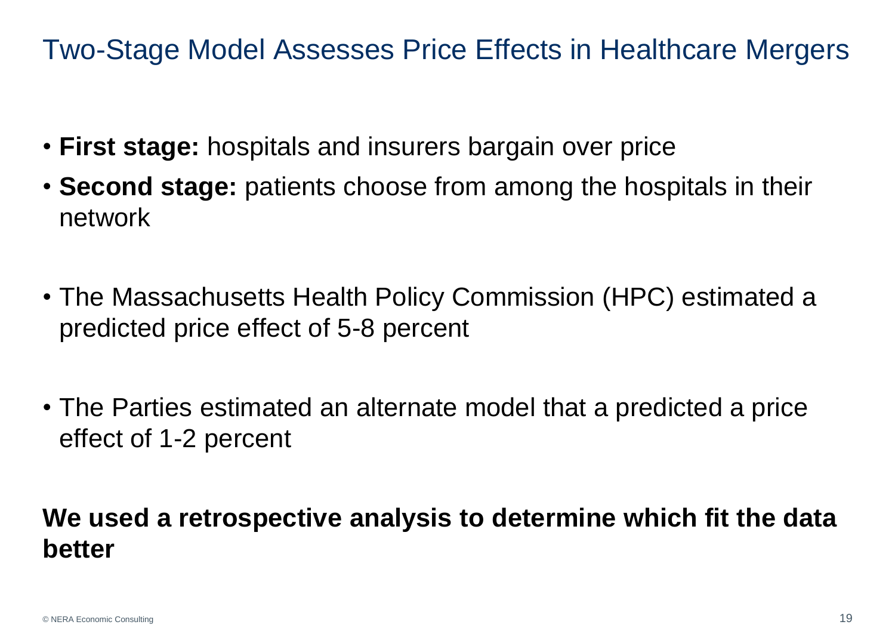# Two-Stage Model Assesses Price Effects in Healthcare Mergers

- **First stage:** hospitals and insurers bargain over price
- **Second stage:** patients choose from among the hospitals in their network

- The Massachusetts Health Policy Commission (HPC) estimated a predicted price effect of 5-8 percent

- The Parties estimated an alternate model that a predicted a price effect of 1-2 percent

**We used a retrospective analysis to determine which fit the data better**

© NERA Economic Consulting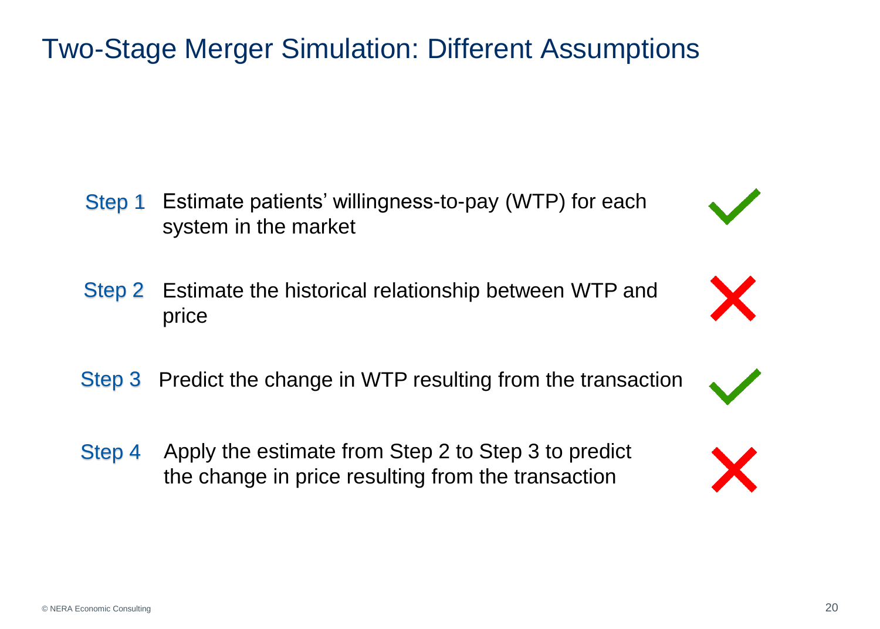# Two-Stage Merger Simulation: Different Assumptions

| Step | Description | |
| --- | --- | --- |
| Step 1 | Estimate patients' willingness-to-pay (WTP) for each system in the market | ✓ |
| Step 2 | Estimate the historical relationship between WTP and price | ✗ |
| Step 3 | Predict the change in WTP resulting from the transaction | ✓ |
| Step 4 | Apply the estimate from Step 2 to Step 3 to predict the change in price resulting from the transaction | ✗ |

© NERA Economic Consulting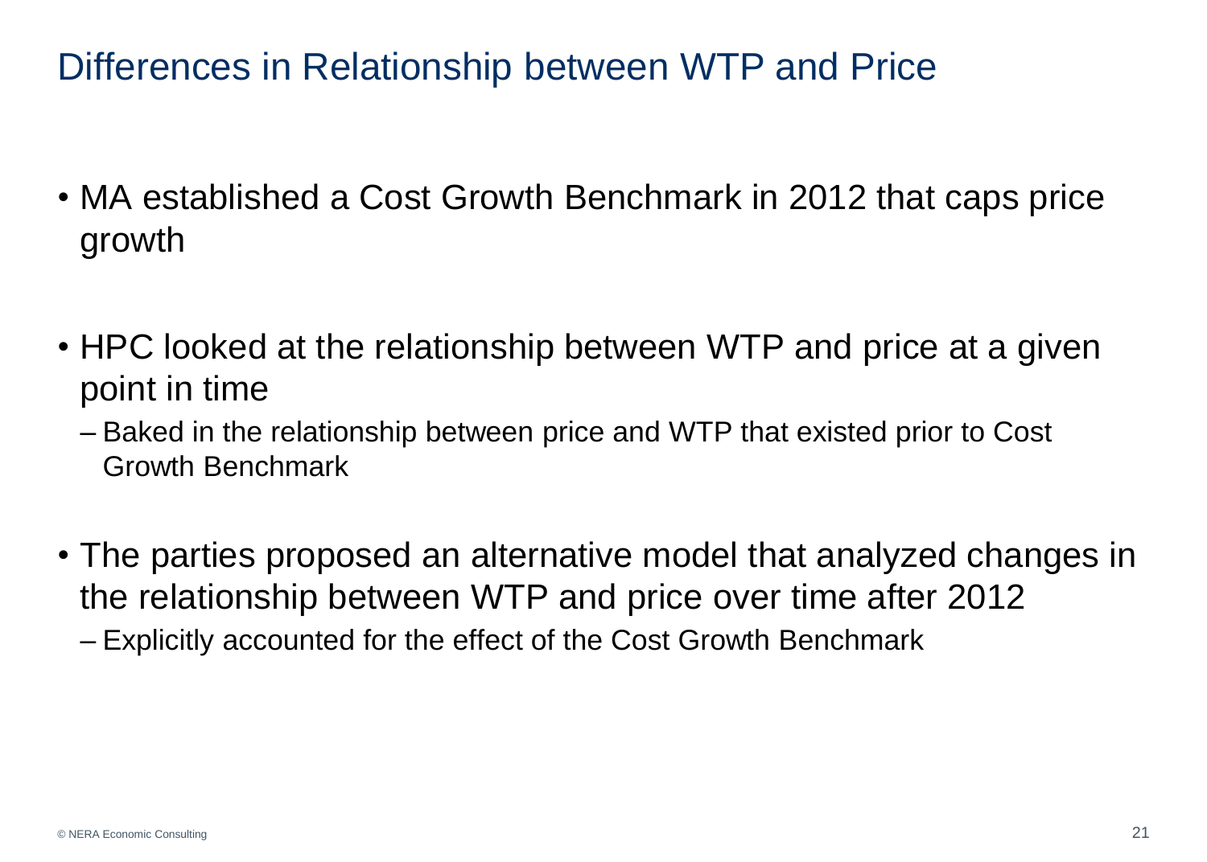# Differences in Relationship between WTP and Price

- MA established a Cost Growth Benchmark in 2012 that caps price growth
- HPC looked at the relationship between WTP and price at a given point in time
  - Baked in the relationship between price and WTP that existed prior to Cost Growth Benchmark
- The parties proposed an alternative model that analyzed changes in the relationship between WTP and price over time after 2012
  - Explicitly accounted for the effect of the Cost Growth Benchmark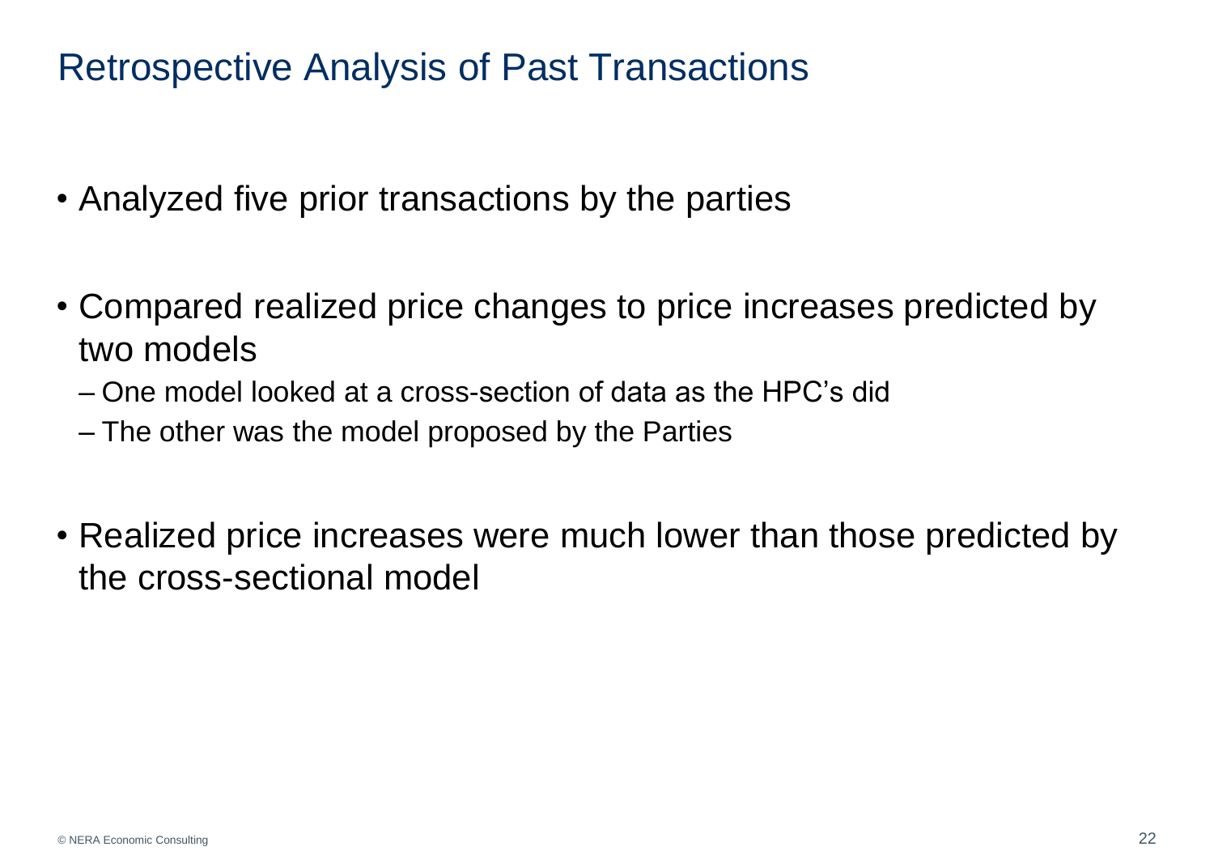# Retrospective Analysis of Past Transactions

- Analyzed five prior transactions by the parties
- Compared realized price changes to price increases predicted by two models
  - One model looked at a cross-section of data as the HPC's did
  - The other was the model proposed by the Parties
- Realized price increases were much lower than those predicted by the cross-sectional model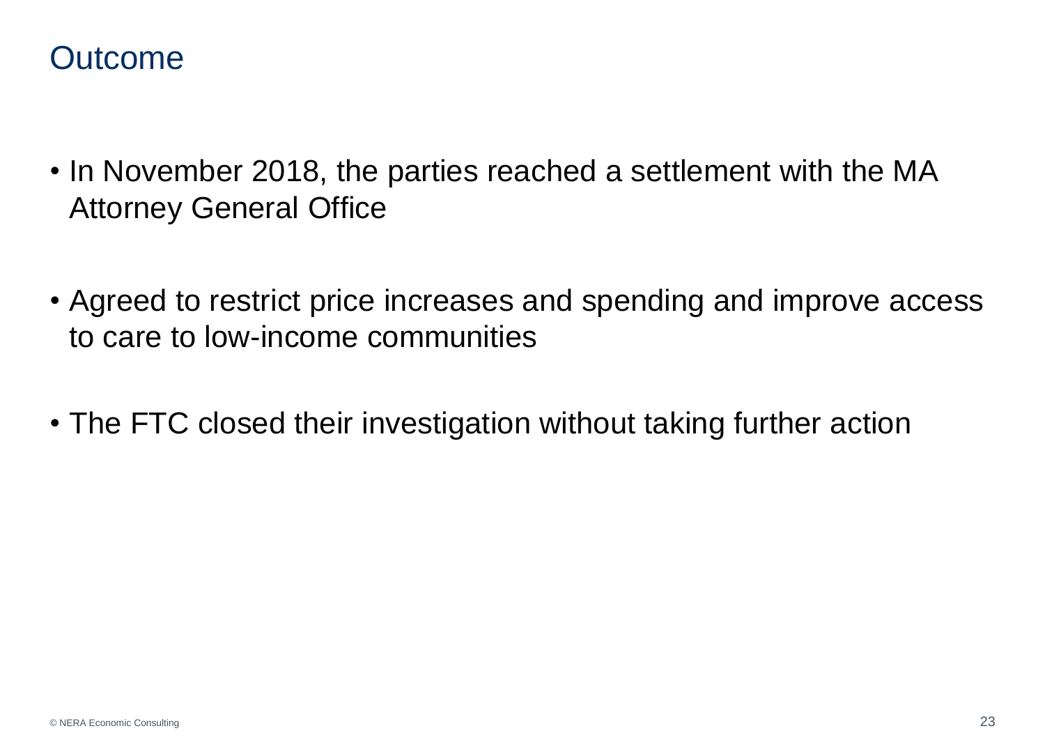# Outcome

- In November 2018, the parties reached a settlement with the MA Attorney General Office
- Agreed to restrict price increases and spending and improve access to care to low-income communities
- The FTC closed their investigation without taking further action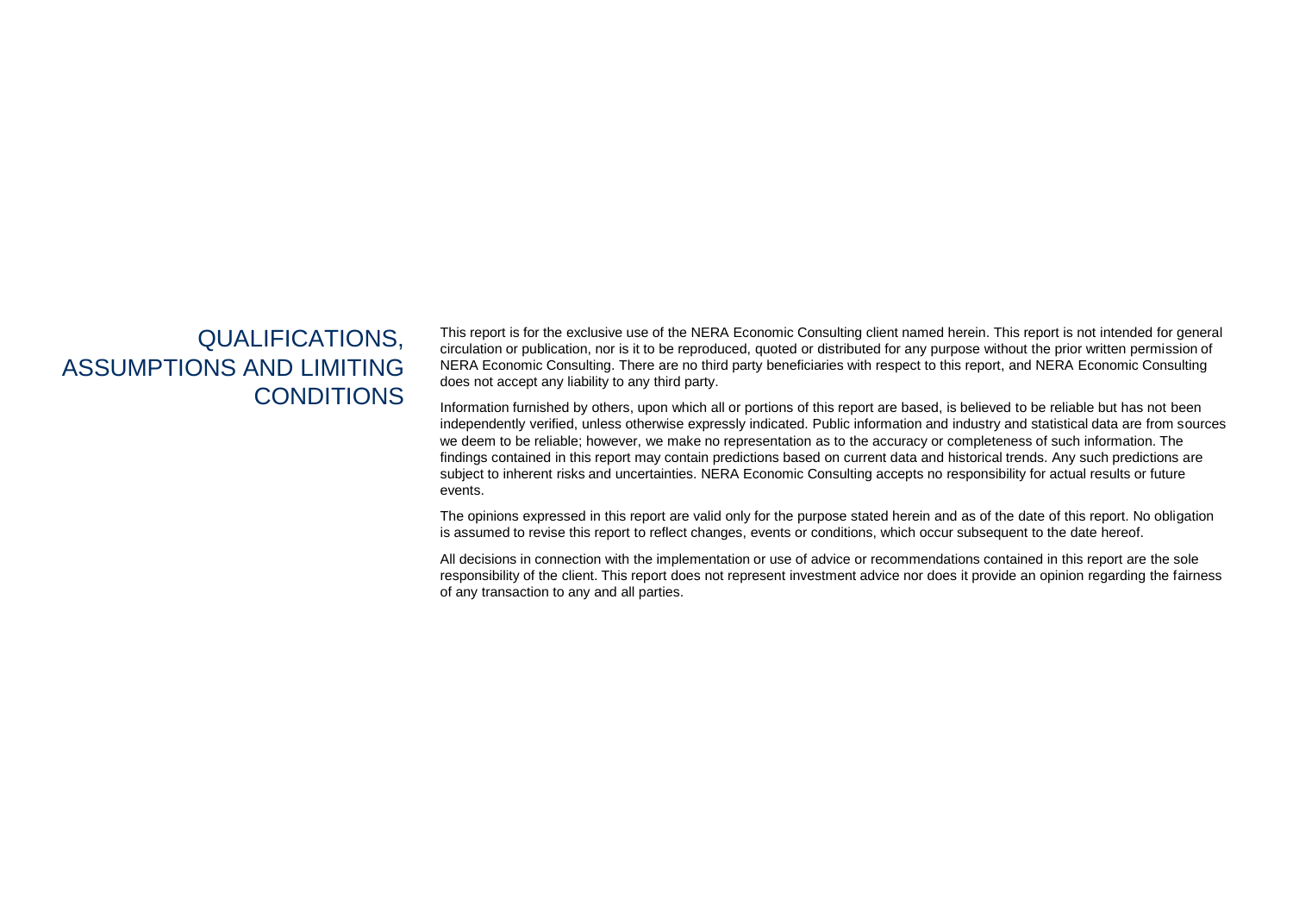# QUALIFICATIONS, ASSUMPTIONS AND LIMITING CONDITIONS

This report is for the exclusive use of the NERA Economic Consulting client named herein. This report is not intended for general circulation or publication, nor is it to be reproduced, quoted or distributed for any purpose without the prior written permission of NERA Economic Consulting. There are no third party beneficiaries with respect to this report, and NERA Economic Consulting does not accept any liability to any third party.

Information furnished by others, upon which all or portions of this report are based, is believed to be reliable but has not been independently verified, unless otherwise expressly indicated. Public information and industry and statistical data are from sources we deem to be reliable; however, we make no representation as to the accuracy or completeness of such information. The findings contained in this report may contain predictions based on current data and historical trends. Any such predictions are subject to inherent risks and uncertainties. NERA Economic Consulting accepts no responsibility for actual results or future events.

The opinions expressed in this report are valid only for the purpose stated herein and as of the date of this report. No obligation is assumed to revise this report to reflect changes, events or conditions, which occur subsequent to the date hereof.

All decisions in connection with the implementation or use of advice or recommendations contained in this report are the sole responsibility of the client. This report does not represent investment advice nor does it provide an opinion regarding the fairness of any transaction to any and all parties.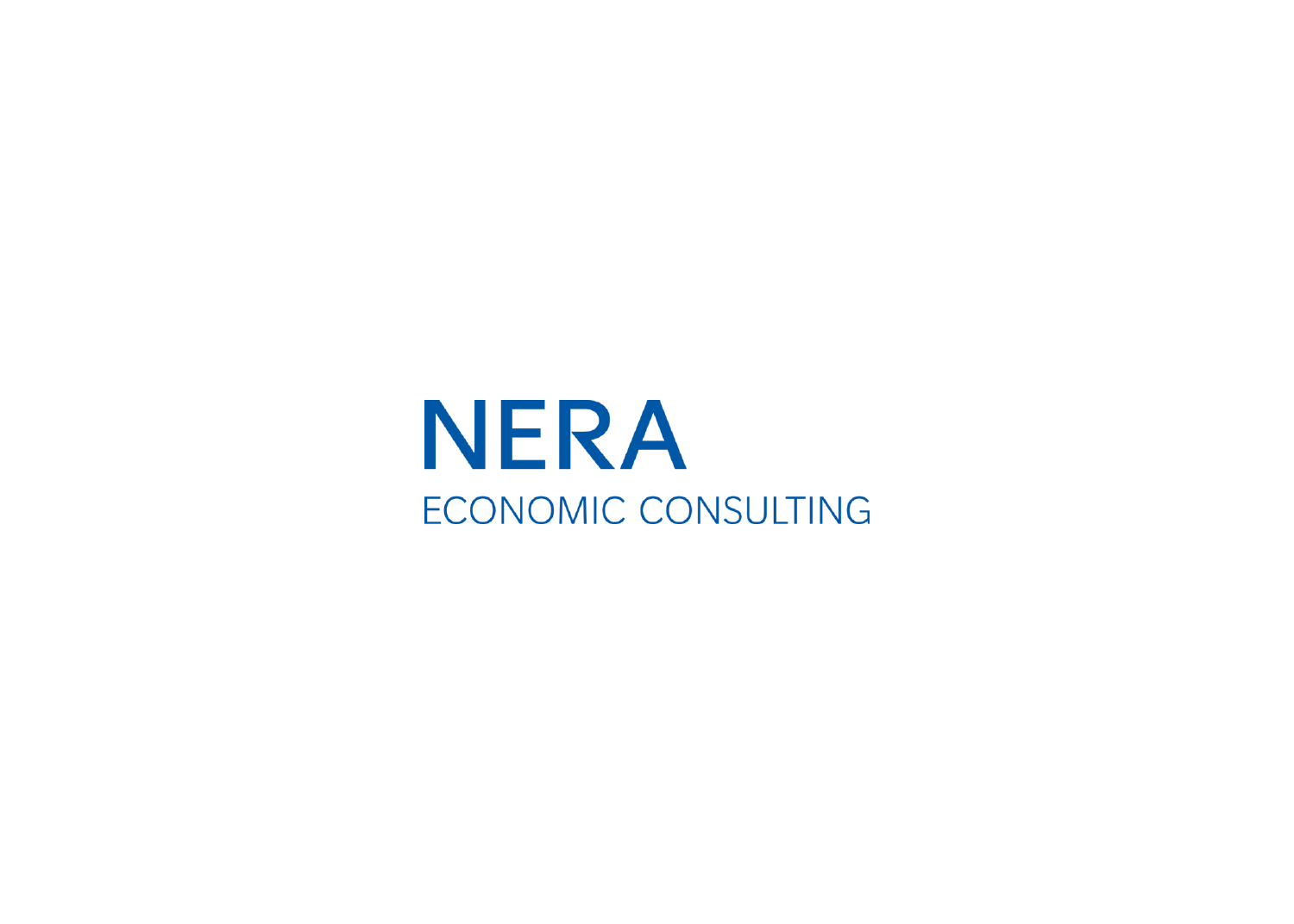NERA

ECONOMIC CONSULTING